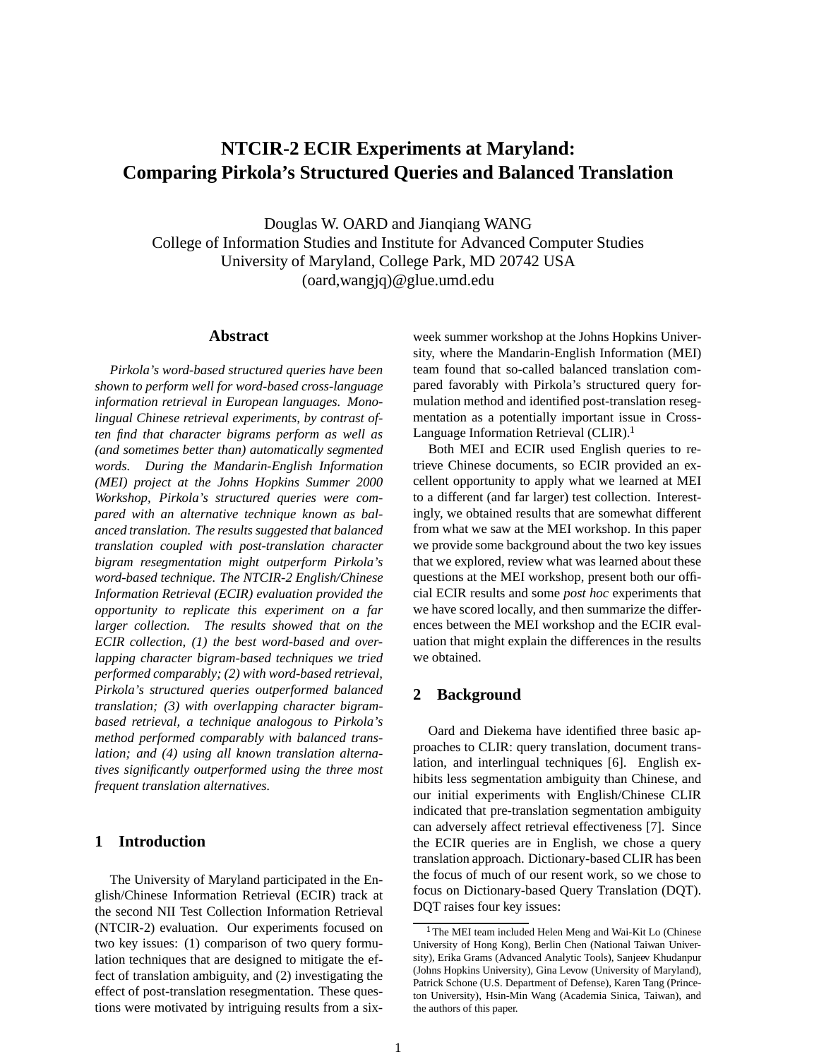# NTCIR-2 ECIR Experiments at Maryland: Comparing Pirkola's Structured Queries and Balanced Translation

Douglas W. OARD and Jianqiang WANG
College of Information Studies and Institute for Advanced Computer Studies
University of Maryland, College Park, MD 20742 USA
(oard,wangjq)@glue.umd.edu

## Abstract

*Pirkola's word-based structured queries have been shown to perform well for word-based cross-language information retrieval in European languages. Monolingual Chinese retrieval experiments, by contrast often find that character bigrams perform as well as (and sometimes better than) automatically segmented words. During the Mandarin-English Information (MEI) project at the Johns Hopkins Summer 2000 Workshop, Pirkola's structured queries were compared with an alternative technique known as balanced translation. The results suggested that balanced translation coupled with post-translation character bigram resegmentation might outperform Pirkola's word-based technique. The NTCIR-2 English/Chinese Information Retrieval (ECIR) evaluation provided the opportunity to replicate this experiment on a far larger collection. The results showed that on the ECIR collection, (1) the best word-based and overlapping character bigram-based techniques we tried performed comparably; (2) with word-based retrieval, Pirkola's structured queries outperformed balanced translation; (3) with overlapping character bigram-based retrieval, a technique analogous to Pirkola's method performed comparably with balanced translation; and (4) using all known translation alternatives significantly outperformed using the three most frequent translation alternatives.*

## 1 Introduction

The University of Maryland participated in the English/Chinese Information Retrieval (ECIR) track at the second NII Test Collection Information Retrieval (NTCIR-2) evaluation. Our experiments focused on two key issues: (1) comparison of two query formulation techniques that are designed to mitigate the effect of translation ambiguity, and (2) investigating the effect of post-translation resegmentation. These questions were motivated by intriguing results from a six-week summer workshop at the Johns Hopkins University, where the Mandarin-English Information (MEI) team found that so-called balanced translation compared favorably with Pirkola's structured query formulation method and identified post-translation resegmentation as a potentially important issue in Cross-Language Information Retrieval (CLIR).[1]

Both MEI and ECIR used English queries to retrieve Chinese documents, so ECIR provided an excellent opportunity to apply what we learned at MEI to a different (and far larger) test collection. Interestingly, we obtained results that are somewhat different from what we saw at the MEI workshop. In this paper we provide some background about the two key issues that we explored, review what was learned about these questions at the MEI workshop, present both our official ECIR results and some *post hoc* experiments that we have scored locally, and then summarize the differences between the MEI workshop and the ECIR evaluation that might explain the differences in the results we obtained.

## 2 Background

Oard and Diekema have identified three basic approaches to CLIR: query translation, document translation, and interlingual techniques [6]. English exhibits less segmentation ambiguity than Chinese, and our initial experiments with English/Chinese CLIR indicated that pre-translation segmentation ambiguity can adversely affect retrieval effectiveness [7]. Since the ECIR queries are in English, we chose a query translation approach. Dictionary-based CLIR has been the focus of much of our resent work, so we chose to focus on Dictionary-based Query Translation (DQT). DQT raises four key issues:

[1] The MEI team included Helen Meng and Wai-Kit Lo (Chinese University of Hong Kong), Berlin Chen (National Taiwan University), Erika Grams (Advanced Analytic Tools), Sanjeev Khudanpur (Johns Hopkins University), Gina Levow (University of Maryland), Patrick Schone (U.S. Department of Defense), Karen Tang (Princeton University), Hsin-Min Wang (Academia Sinica, Taiwan), and the authors of this paper.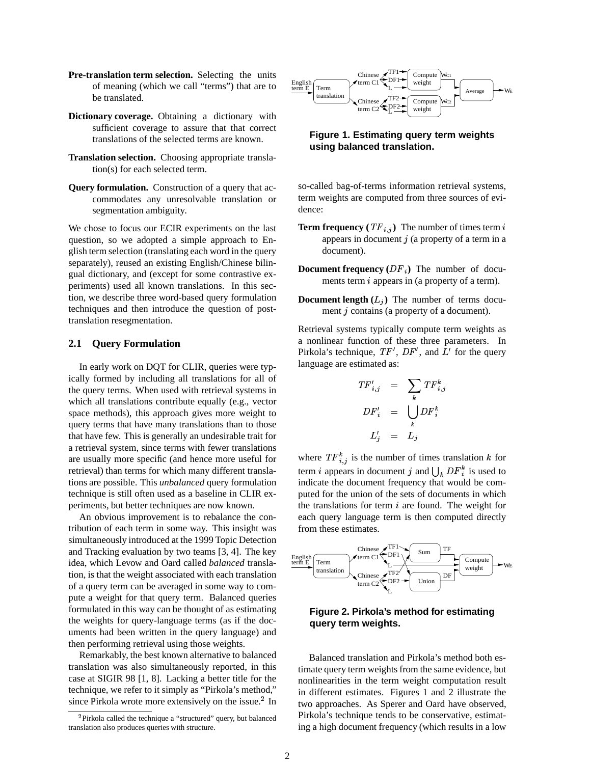**Pre-translation term selection.** Selecting the units of meaning (which we call "terms") that are to be translated.

**Dictionary coverage.** Obtaining a dictionary with sufficient coverage to assure that that correct translations of the selected terms are known.

**Translation selection.** Choosing appropriate translation(s) for each selected term.

**Query formulation.** Construction of a query that accommodates any unresolvable translation or segmentation ambiguity.

We chose to focus our ECIR experiments on the last question, so we adopted a simple approach to English term selection (translating each word in the query separately), reused an existing English/Chinese bilingual dictionary, and (except for some contrastive experiments) used all known translations. In this section, we describe three word-based query formulation techniques and then introduce the question of post-translation resegmentation.

## 2.1 Query Formulation

In early work on DQT for CLIR, queries were typically formed by including all translations for all of the query terms. When used with retrieval systems in which all translations contribute equally (e.g., vector space methods), this approach gives more weight to query terms that have many translations than to those that have few. This is generally an undesirable trait for a retrieval system, since terms with fewer translations are usually more specific (and hence more useful for retrieval) than terms for which many different translations are possible. This *unbalanced* query formulation technique is still often used as a baseline in CLIR experiments, but better techniques are now known.

An obvious improvement is to rebalance the contribution of each term in some way. This insight was simultaneously introduced at the 1999 Topic Detection and Tracking evaluation by two teams [3, 4]. The key idea, which Levow and Oard called *balanced* translation, is that the weight associated with each translation of a query term can be averaged in some way to compute a weight for that query term. Balanced queries formulated in this way can be thought of as estimating the weights for query-language terms (as if the documents had been written in the query language) and then performing retrieval using those weights.

Remarkably, the best known alternative to balanced translation was also simultaneously reported, in this case at SIGIR 98 [1, 8]. Lacking a better title for the technique, we refer to it simply as "Pirkola's method," since Pirkola wrote more extensively on the issue.[2] In

[2] Pirkola called the technique a "structured" query, but balanced translation also produces queries with structure.

Figure 1. Estimating query term weights using balanced translation.

so-called bag-of-terms information retrieval systems, term weights are computed from three sources of evidence:

**Term frequency ($TF_{i,j}$)** The number of times term $i$ appears in document $j$ (a property of a term in a document).

**Document frequency ($DF_i$)** The number of documents term $i$ appears in (a property of a term).

**Document length ($L_j$)** The number of terms document $j$ contains (a property of a document).

Retrieval systems typically compute term weights as a nonlinear function of these three parameters. In Pirkola's technique, $TF'$, $DF'$, and $L'$ for the query language are estimated as:

$$
\begin{aligned}
TF'_{i,j} &= \sum_k TF^k_{i,j} \\
DF'_i &= \bigcup_k DF^k_i \\
L'_j &= L_j
\end{aligned}
$$

where $TF^k_{i,j}$ is the number of times translation $k$ for term $i$ appears in document $j$ and $\bigcup_k DF^k_i$ is used to indicate the document frequency that would be computed for the union of the sets of documents in which the translations for term $i$ are found. The weight for each query language term is then computed directly from these estimates.

Figure 2. Pirkola's method for estimating query term weights.

Balanced translation and Pirkola's method both estimate query term weights from the same evidence, but nonlinearities in the term weight computation result in different estimates. Figures 1 and 2 illustrate the two approaches. As Sperer and Oard have observed, Pirkola's technique tends to be conservative, estimating a high document frequency (which results in a low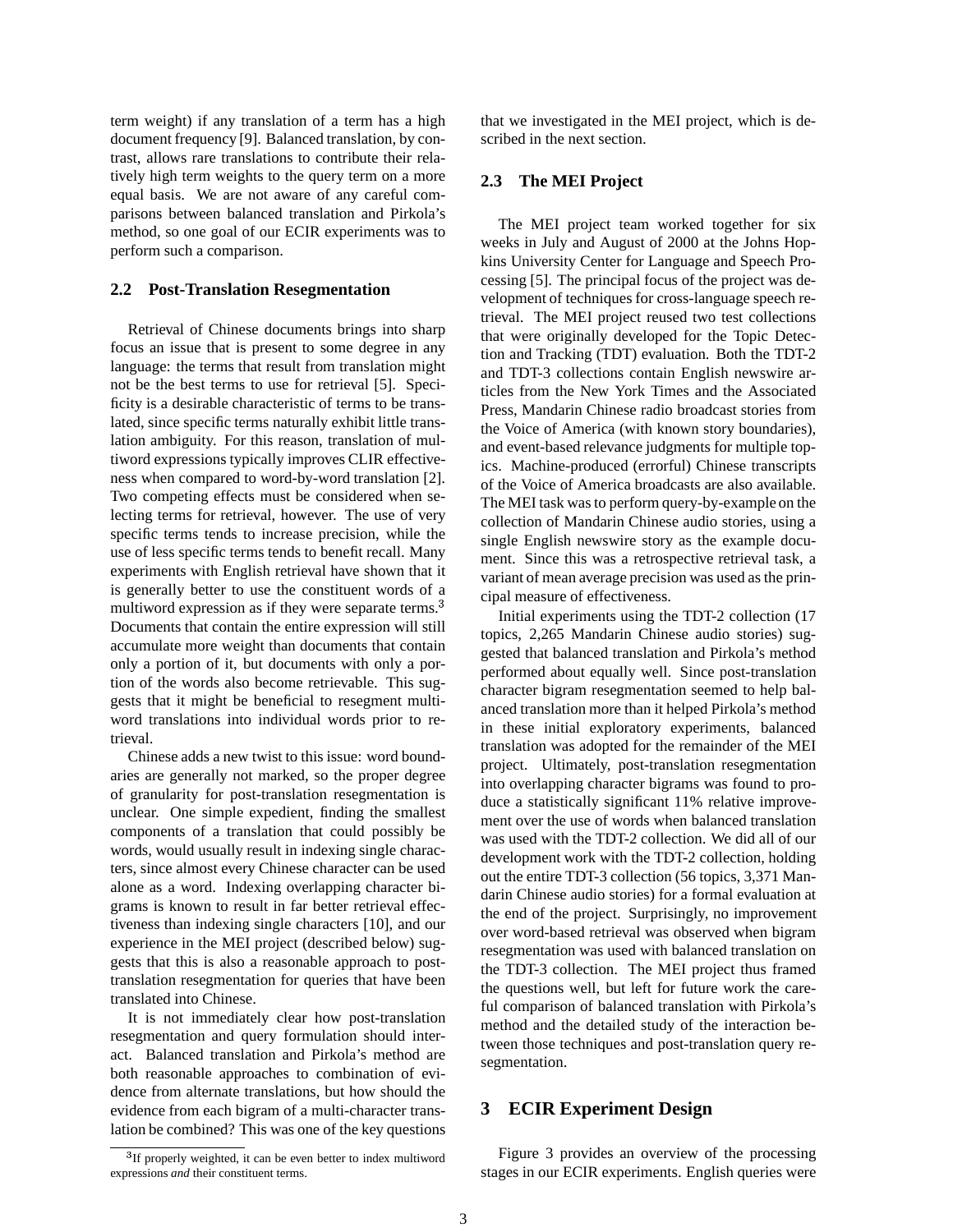term weight) if any translation of a term has a high document frequency [9]. Balanced translation, by contrast, allows rare translations to contribute their relatively high term weights to the query term on a more equal basis. We are not aware of any careful comparisons between balanced translation and Pirkola's method, so one goal of our ECIR experiments was to perform such a comparison.

### 2.2 Post-Translation Resegmentation

Retrieval of Chinese documents brings into sharp focus an issue that is present to some degree in any language: the terms that result from translation might not be the best terms to use for retrieval [5]. Specificity is a desirable characteristic of terms to be translated, since specific terms naturally exhibit little translation ambiguity. For this reason, translation of multiword expressions typically improves CLIR effectiveness when compared to word-by-word translation [2]. Two competing effects must be considered when selecting terms for retrieval, however. The use of very specific terms tends to increase precision, while the use of less specific terms tends to benefit recall. Many experiments with English retrieval have shown that it is generally better to use the constituent words of a multiword expression as if they were separate terms.[3] Documents that contain the entire expression will still accumulate more weight than documents that contain only a portion of it, but documents with only a portion of the words also become retrievable. This suggests that it might be beneficial to resegment multiword translations into individual words prior to retrieval.

Chinese adds a new twist to this issue: word boundaries are generally not marked, so the proper degree of granularity for post-translation resegmentation is unclear. One simple expedient, finding the smallest components of a translation that could possibly be words, would usually result in indexing single characters, since almost every Chinese character can be used alone as a word. Indexing overlapping character bigrams is known to result in far better retrieval effectiveness than indexing single characters [10], and our experience in the MEI project (described below) suggests that this is also a reasonable approach to post-translation resegmentation for queries that have been translated into Chinese.

It is not immediately clear how post-translation resegmentation and query formulation should interact. Balanced translation and Pirkola's method are both reasonable approaches to combination of evidence from alternate translations, but how should the evidence from each bigram of a multi-character translation be combined? This was one of the key questions that we investigated in the MEI project, which is described in the next section.

[3] If properly weighted, it can be even better to index multiword expressions *and* their constituent terms.

### 2.3 The MEI Project

The MEI project team worked together for six weeks in July and August of 2000 at the Johns Hopkins University Center for Language and Speech Processing [5]. The principal focus of the project was development of techniques for cross-language speech retrieval. The MEI project reused two test collections that were originally developed for the Topic Detection and Tracking (TDT) evaluation. Both the TDT-2 and TDT-3 collections contain English newswire articles from the New York Times and the Associated Press, Mandarin Chinese radio broadcast stories from the Voice of America (with known story boundaries), and event-based relevance judgments for multiple topics. Machine-produced (errorful) Chinese transcripts of the Voice of America broadcasts are also available. The MEI task was to perform query-by-example on the collection of Mandarin Chinese audio stories, using a single English newswire story as the example document. Since this was a retrospective retrieval task, a variant of mean average precision was used as the principal measure of effectiveness.

Initial experiments using the TDT-2 collection (17 topics, 2,265 Mandarin Chinese audio stories) suggested that balanced translation and Pirkola's method performed about equally well. Since post-translation character bigram resegmentation seemed to help balanced translation more than it helped Pirkola's method in these initial exploratory experiments, balanced translation was adopted for the remainder of the MEI project. Ultimately, post-translation resegmentation into overlapping character bigrams was found to produce a statistically significant 11% relative improvement over the use of words when balanced translation was used with the TDT-2 collection. We did all of our development work with the TDT-2 collection, holding out the entire TDT-3 collection (56 topics, 3,371 Mandarin Chinese audio stories) for a formal evaluation at the end of the project. Surprisingly, no improvement over word-based retrieval was observed when bigram resegmentation was used with balanced translation on the TDT-3 collection. The MEI project thus framed the questions well, but left for future work the careful comparison of balanced translation with Pirkola's method and the detailed study of the interaction between those techniques and post-translation query resegmentation.

## 3 ECIR Experiment Design

Figure 3 provides an overview of the processing stages in our ECIR experiments. English queries were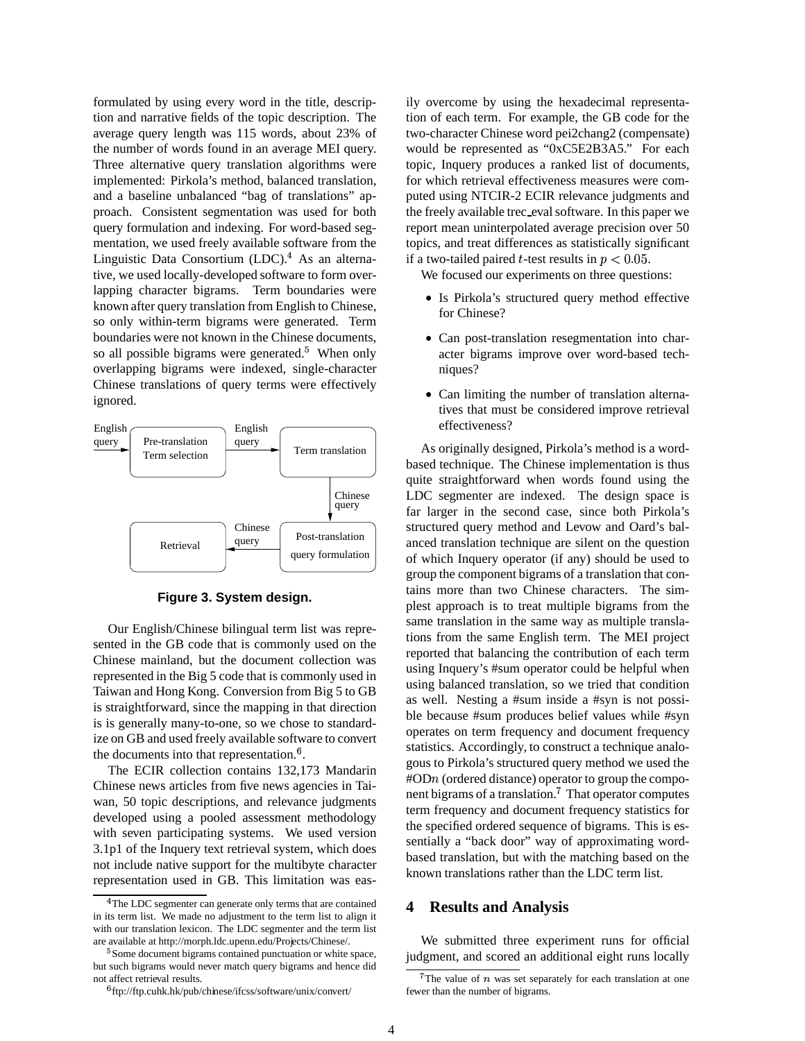formulated by using every word in the title, description and narrative fields of the topic description. The average query length was 115 words, about 23% of the number of words found in an average MEI query. Three alternative query translation algorithms were implemented: Pirkola's method, balanced translation, and a baseline unbalanced "bag of translations" approach. Consistent segmentation was used for both query formulation and indexing. For word-based segmentation, we used freely available software from the Linguistic Data Consortium (LDC).[4] As an alternative, we used locally-developed software to form overlapping character bigrams. Term boundaries were known after query translation from English to Chinese, so only within-term bigrams were generated. Term boundaries were not known in the Chinese documents, so all possible bigrams were generated.[5] When only overlapping bigrams were indexed, single-character Chinese translations of query terms were effectively ignored.

Figure 3. System design.

Our English/Chinese bilingual term list was represented in the GB code that is commonly used on the Chinese mainland, but the document collection was represented in the Big 5 code that is commonly used in Taiwan and Hong Kong. Conversion from Big 5 to GB is straightforward, since the mapping in that direction is is generally many-to-one, so we chose to standardize on GB and used freely available software to convert the documents into that representation.[6].

The ECIR collection contains 132,173 Mandarin Chinese news articles from five news agencies in Taiwan, 50 topic descriptions, and relevance judgments developed using a pooled assessment methodology with seven participating systems. We used version 3.1p1 of the Inquery text retrieval system, which does not include native support for the multibyte character representation used in GB. This limitation was easily overcome by using the hexadecimal representation of each term. For example, the GB code for the two-character Chinese word pei2chang2 (compensate) would be represented as "0xC5E2B3A5." For each topic, Inquery produces a ranked list of documents, for which retrieval effectiveness measures were computed using NTCIR-2 ECIR relevance judgments and the freely available trec_eval software. In this paper we report mean uninterpolated average precision over 50 topics, and treat differences as statistically significant if a two-tailed paired $t$-test results in $p < 0.05$.

We focused our experiments on three questions:

- Is Pirkola's structured query method effective for Chinese?
- Can post-translation resegmentation into character bigrams improve over word-based techniques?
- Can limiting the number of translation alternatives that must be considered improve retrieval effectiveness?

As originally designed, Pirkola's method is a word-based technique. The Chinese implementation is thus quite straightforward when words found using the LDC segmenter are indexed. The design space is far larger in the second case, since both Pirkola's structured query method and Levow and Oard's balanced translation technique are silent on the question of which Inquery operator (if any) should be used to group the component bigrams of a translation that contains more than two Chinese characters. The simplest approach is to treat multiple bigrams from the same translation in the same way as multiple translations from the same English term. The MEI project reported that balancing the contribution of each term using Inquery's #sum operator could be helpful when using balanced translation, so we tried that condition as well. Nesting a #sum inside a #syn is not possible because #sum produces belief values while #syn operates on term frequency and document frequency statistics. Accordingly, to construct a technique analogous to Pirkola's structured query method we used the #OD$n$ (ordered distance) operator to group the component bigrams of a translation.[7] That operator computes term frequency and document frequency statistics for the specified ordered sequence of bigrams. This is essentially a "back door" way of approximating word-based translation, but with the matching based on the known translations rather than the LDC term list.

## 4 Results and Analysis

We submitted three experiment runs for official judgment, and scored an additional eight runs locally

[4] The LDC segmenter can generate only terms that are contained in its term list. We made no adjustment to the term list to align it with our translation lexicon. The LDC segmenter and the term list are available at http://morph.ldc.upenn.edu/Projects/Chinese/.

[5] Some document bigrams contained punctuation or white space, but such bigrams would never match query bigrams and hence did not affect retrieval results.

[6] ftp://ftp.cuhk.hk/pub/chinese/ifcss/software/unix/convert/

[7] The value of $n$ was set separately for each translation at one fewer than the number of bigrams.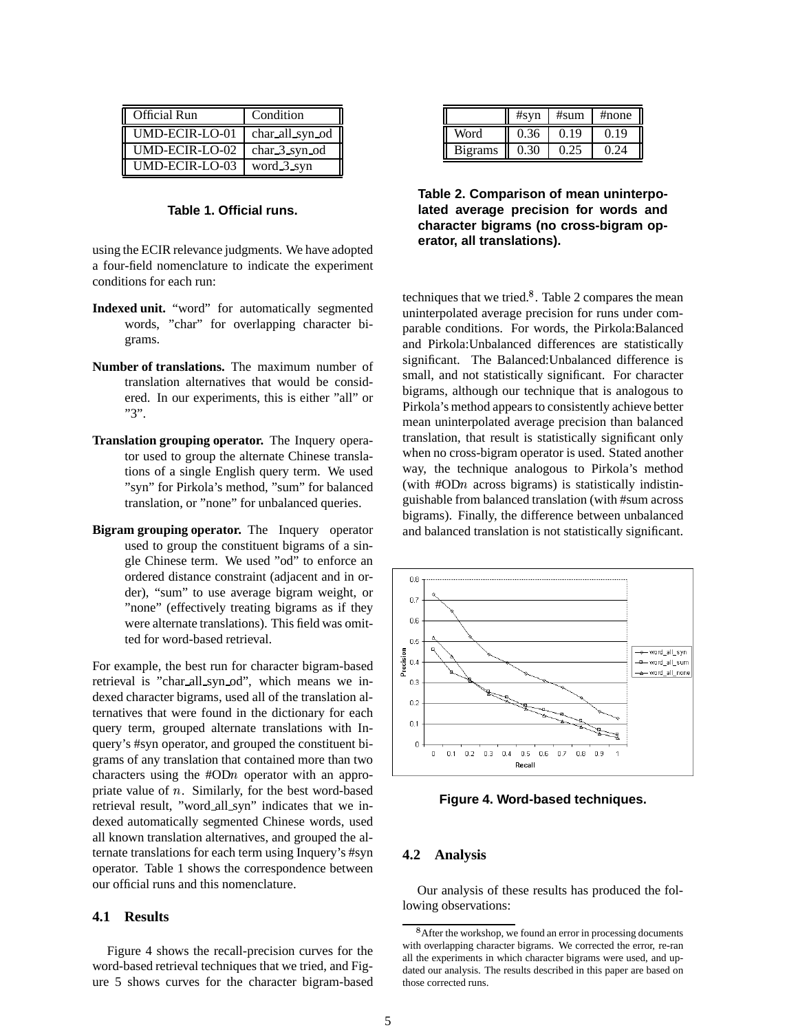| Official Run | Condition |
|---|---|
| UMD-ECIR-LO-01 | char_all_syn_od |
| UMD-ECIR-LO-02 | char_3_syn_od |
| UMD-ECIR-LO-03 | word_3_syn |

**Table 1. Official runs.**

using the ECIR relevance judgments. We have adopted a four-field nomenclature to indicate the experiment conditions for each run:

**Indexed unit.** "word" for automatically segmented words, "char" for overlapping character bigrams.

**Number of translations.** The maximum number of translation alternatives that would be considered. In our experiments, this is either "all" or "3".

**Translation grouping operator.** The Inquery operator used to group the alternate Chinese translations of a single English query term. We used "syn" for Pirkola's method, "sum" for balanced translation, or "none" for unbalanced queries.

**Bigram grouping operator.** The Inquery operator used to group the constituent bigrams of a single Chinese term. We used "od" to enforce an ordered distance constraint (adjacent and in order), "sum" to use average bigram weight, or "none" (effectively treating bigrams as if they were alternate translations). This field was omitted for word-based retrieval.

For example, the best run for character bigram-based retrieval is "char_all_syn_od", which means we indexed character bigrams, used all of the translation alternatives that were found in the dictionary for each query term, grouped alternate translations with Inquery's #syn operator, and grouped the constituent bigrams of any translation that contained more than two characters using the #OD$n$ operator with an appropriate value of $n$. Similarly, for the best word-based retrieval result, "word_all_syn" indicates that we indexed automatically segmented Chinese words, used all known translation alternatives, and grouped the alternate translations for each term using Inquery's #syn operator. Table 1 shows the correspondence between our official runs and this nomenclature.

## 4.1 Results

Figure 4 shows the recall-precision curves for the word-based retrieval techniques that we tried, and Figure 5 shows curves for the character bigram-based techniques that we tried.[8]. Table 2 compares the mean uninterpolated average precision for runs under comparable conditions. For words, the Pirkola:Balanced and Pirkola:Unbalanced differences are statistically significant. The Balanced:Unbalanced difference is small, and not statistically significant. For character bigrams, although our technique that is analogous to Pirkola's method appears to consistently achieve better mean uninterpolated average precision than balanced translation, that result is statistically significant only when no cross-bigram operator is used. Stated another way, the technique analogous to Pirkola's method (with #OD$n$ across bigrams) is statistically indistinguishable from balanced translation (with #sum across bigrams). Finally, the difference between unbalanced and balanced translation is not statistically significant.

| | #syn | #sum | #none |
|---|---|---|---|
| Word | 0.36 | 0.19 | 0.19 |
| Bigrams | 0.30 | 0.25 | 0.24 |

**Table 2. Comparison of mean uninterpolated average precision for words and character bigrams (no cross-bigram operator, all translations).**

**Figure 4. Word-based techniques.**

## 4.2 Analysis

Our analysis of these results has produced the following observations:

[8] After the workshop, we found an error in processing documents with overlapping character bigrams. We corrected the error, re-ran all the experiments in which character bigrams were used, and updated our analysis. The results described in this paper are based on those corrected runs.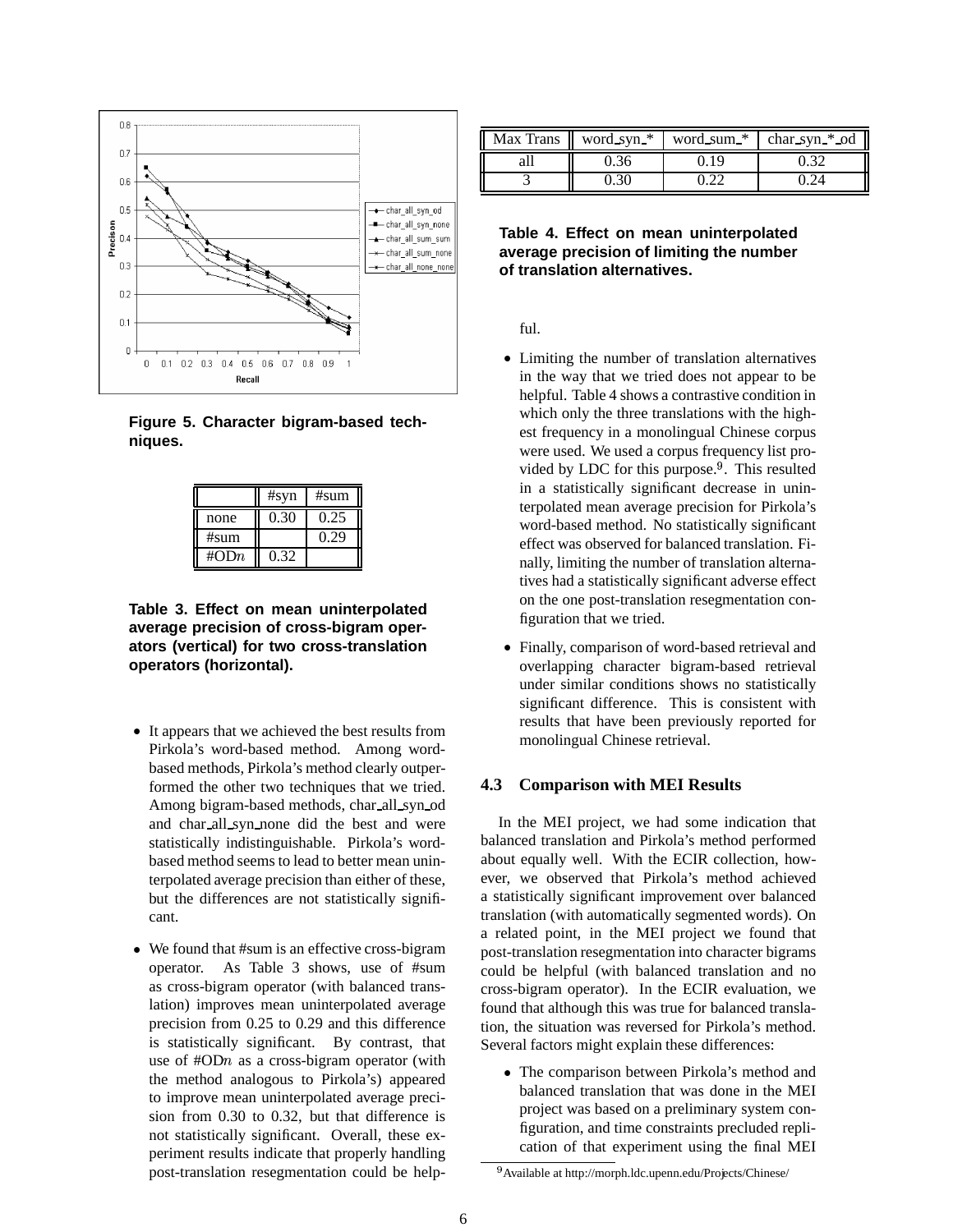Figure 5. Character bigram-based techniques.

| | #syn | #sum |
|---|---|---|
| none | 0.30 | 0.25 |
| #sum | | 0.29 |
| #OD$n$ | 0.32 | |

**Table 3. Effect on mean uninterpolated average precision of cross-bigram operators (vertical) for two cross-translation operators (horizontal).**

- It appears that we achieved the best results from Pirkola's word-based method. Among word-based methods, Pirkola's method clearly outperformed the other two techniques that we tried. Among bigram-based methods, char_all_syn_od and char_all_syn_none did the best and were statistically indistinguishable. Pirkola's word-based method seems to lead to better mean uninterpolated average precision than either of these, but the differences are not statistically significant.

- We found that #sum is an effective cross-bigram operator. As Table 3 shows, use of #sum as cross-bigram operator (with balanced translation) improves mean uninterpolated average precision from 0.25 to 0.29 and this difference is statistically significant. By contrast, that use of #OD$n$ as a cross-bigram operator (with the method analogous to Pirkola's) appeared to improve mean uninterpolated average precision from 0.30 to 0.32, but that difference is not statistically significant. Overall, these experiment results indicate that properly handling post-translation resegmentation could be helpful.

| Max Trans | word_syn_* | word_sum_* | char_syn_*_od |
|---|---|---|---|
| all | 0.36 | 0.19 | 0.32 |
| 3 | 0.30 | 0.22 | 0.24 |

**Table 4. Effect on mean uninterpolated average precision of limiting the number of translation alternatives.**

- Limiting the number of translation alternatives in the way that we tried does not appear to be helpful. Table 4 shows a contrastive condition in which only the three translations with the highest frequency in a monolingual Chinese corpus were used. We used a corpus frequency list provided by LDC for this purpose.[9]. This resulted in a statistically significant decrease in uninterpolated mean average precision for Pirkola's word-based method. No statistically significant effect was observed for balanced translation. Finally, limiting the number of translation alternatives had a statistically significant adverse effect on the one post-translation resegmentation configuration that we tried.

- Finally, comparison of word-based retrieval and overlapping character bigram-based retrieval under similar conditions shows no statistically significant difference. This is consistent with results that have been previously reported for monolingual Chinese retrieval.

### 4.3 Comparison with MEI Results

In the MEI project, we had some indication that balanced translation and Pirkola's method performed about equally well. With the ECIR collection, however, we observed that Pirkola's method achieved a statistically significant improvement over balanced translation (with automatically segmented words). On a related point, in the MEI project we found that post-translation resegmentation into character bigrams could be helpful (with balanced translation and no cross-bigram operator). In the ECIR evaluation, we found that although this was true for balanced translation, the situation was reversed for Pirkola's method. Several factors might explain these differences:

- The comparison between Pirkola's method and balanced translation that was done in the MEI project was based on a preliminary system configuration, and time constraints precluded replication of that experiment using the final MEI

[9] Available at http://morph.ldc.upenn.edu/Projects/Chinese/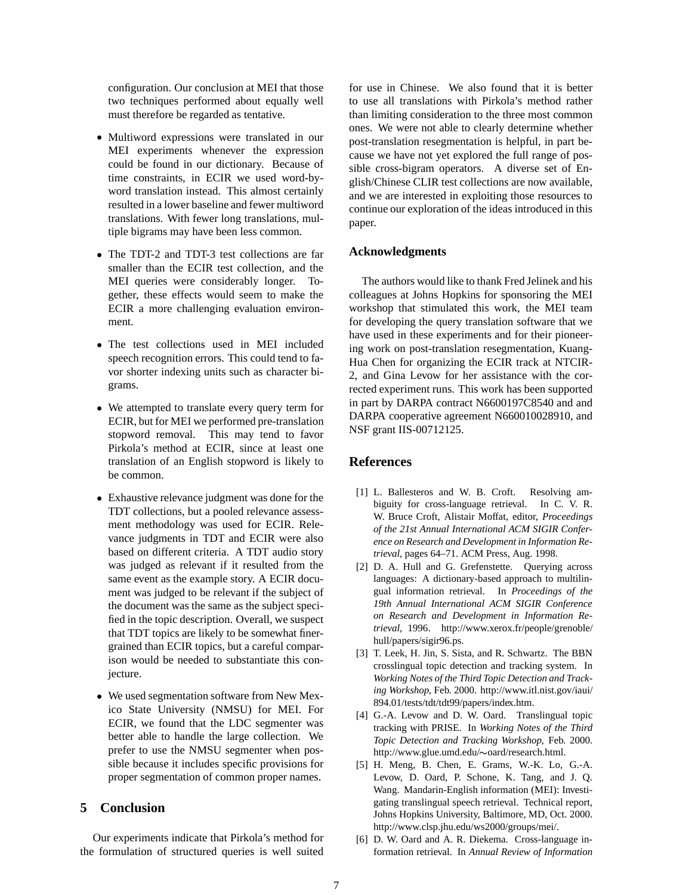configuration. Our conclusion at MEI that those two techniques performed about equally well must therefore be regarded as tentative.

- Multiword expressions were translated in our MEI experiments whenever the expression could be found in our dictionary. Because of time constraints, in ECIR we used word-by-word translation instead. This almost certainly resulted in a lower baseline and fewer multiword translations. With fewer long translations, multiple bigrams may have been less common.

- The TDT-2 and TDT-3 test collections are far smaller than the ECIR test collection, and the MEI queries were considerably longer. Together, these effects would seem to make the ECIR a more challenging evaluation environment.

- The test collections used in MEI included speech recognition errors. This could tend to favor shorter indexing units such as character bigrams.

- We attempted to translate every query term for ECIR, but for MEI we performed pre-translation stopword removal. This may tend to favor Pirkola's method at ECIR, since at least one translation of an English stopword is likely to be common.

- Exhaustive relevance judgment was done for the TDT collections, but a pooled relevance assessment methodology was used for ECIR. Relevance judgments in TDT and ECIR were also based on different criteria. A TDT audio story was judged as relevant if it resulted from the same event as the example story. A ECIR document was judged to be relevant if the subject of the document was the same as the subject specified in the topic description. Overall, we suspect that TDT topics are likely to be somewhat finer-grained than ECIR topics, but a careful comparison would be needed to substantiate this conjecture.

- We used segmentation software from New Mexico State University (NMSU) for MEI. For ECIR, we found that the LDC segmenter was better able to handle the large collection. We prefer to use the NMSU segmenter when possible because it includes specific provisions for proper segmentation of common proper names.

## 5 Conclusion

Our experiments indicate that Pirkola's method for the formulation of structured queries is well suited for use in Chinese. We also found that it is better to use all translations with Pirkola's method rather than limiting consideration to the three most common ones. We were not able to clearly determine whether post-translation resegmentation is helpful, in part because we have not yet explored the full range of possible cross-bigram operators. A diverse set of English/Chinese CLIR test collections are now available, and we are interested in exploiting those resources to continue our exploration of the ideas introduced in this paper.

### Acknowledgments

The authors would like to thank Fred Jelinek and his colleagues at Johns Hopkins for sponsoring the MEI workshop that stimulated this work, the MEI team for developing the query translation software that we have used in these experiments and for their pioneering work on post-translation resegmentation, Kuang-Hua Chen for organizing the ECIR track at NTCIR-2, and Gina Levow for her assistance with the corrected experiment runs. This work has been supported in part by DARPA contract N6600197C8540 and and DARPA cooperative agreement N660010028910, and NSF grant IIS-00712125.

## References

[1] L. Ballesteros and W. B. Croft. Resolving ambiguity for cross-language retrieval. In C. V. R. W. Bruce Croft, Alistair Moffat, editor, *Proceedings of the 21st Annual International ACM SIGIR Conference on Research and Development in Information Retrieval*, pages 64–71. ACM Press, Aug. 1998.

[2] D. A. Hull and G. Grefenstette. Querying across languages: A dictionary-based approach to multilingual information retrieval. In *Proceedings of the 19th Annual International ACM SIGIR Conference on Research and Development in Information Retrieval*, 1996. http://www.xerox.fr/people/grenoble/hull/papers/sigir96.ps.

[3] T. Leek, H. Jin, S. Sista, and R. Schwartz. The BBN crosslingual topic detection and tracking system. In *Working Notes of the Third Topic Detection and Tracking Workshop*, Feb. 2000. http://www.itl.nist.gov/iaui/894.01/tests/tdt/tdt99/papers/index.htm.

[4] G.-A. Levow and D. W. Oard. Translingual topic tracking with PRISE. In *Working Notes of the Third Topic Detection and Tracking Workshop*, Feb. 2000. http://www.glue.umd.edu/∼oard/research.html.

[5] H. Meng, B. Chen, E. Grams, W.-K. Lo, G.-A. Levow, D. Oard, P. Schone, K. Tang, and J. Q. Wang. Mandarin-English information (MEI): Investigating translingual speech retrieval. Technical report, Johns Hopkins University, Baltimore, MD, Oct. 2000. http://www.clsp.jhu.edu/ws2000/groups/mei/.

[6] D. W. Oard and A. R. Diekema. Cross-language information retrieval. In *Annual Review of Information*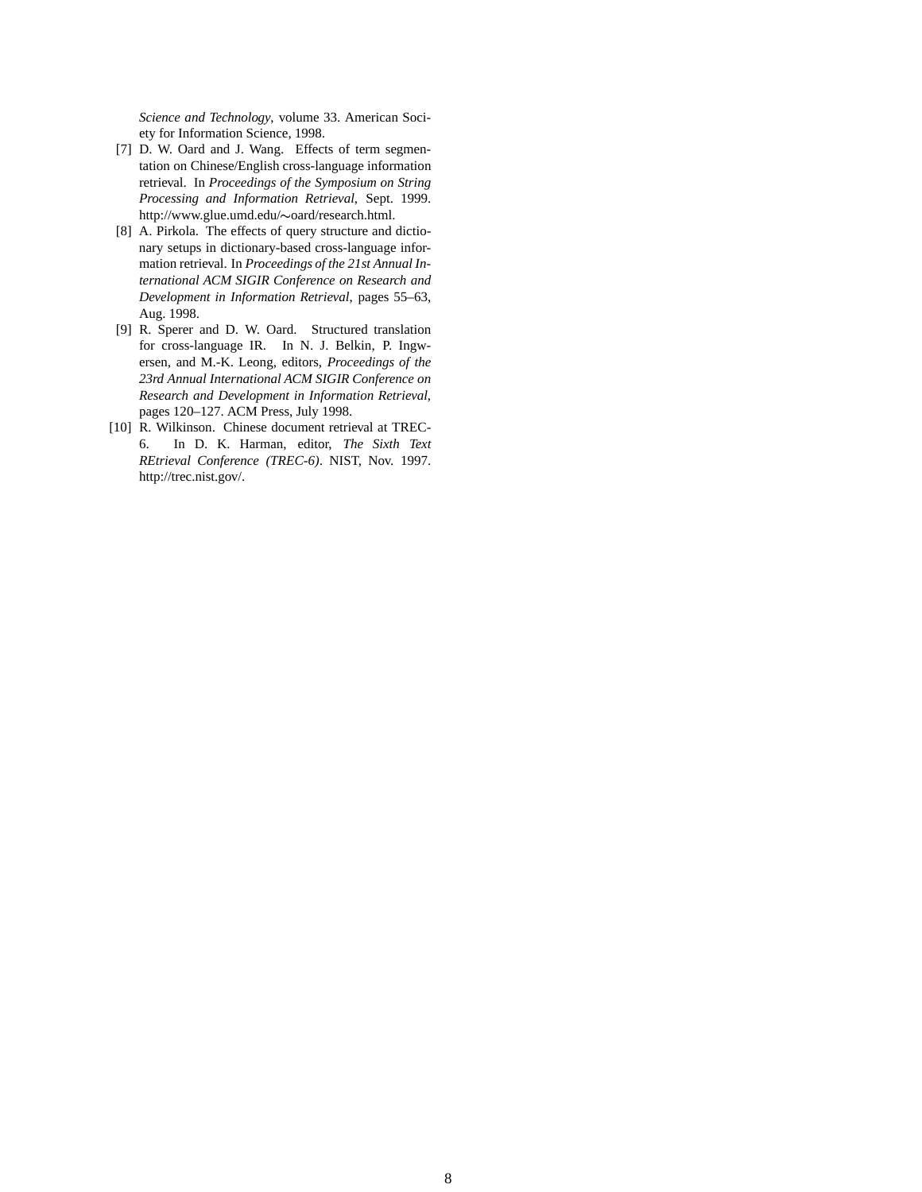*Science and Technology*, volume 33. American Society for Information Science, 1998.

[7] D. W. Oard and J. Wang. Effects of term segmentation on Chinese/English cross-language information retrieval. In *Proceedings of the Symposium on String Processing and Information Retrieval*, Sept. 1999. http://www.glue.umd.edu/~oard/research.html.

[8] A. Pirkola. The effects of query structure and dictionary setups in dictionary-based cross-language information retrieval. In *Proceedings of the 21st Annual International ACM SIGIR Conference on Research and Development in Information Retrieval*, pages 55–63, Aug. 1998.

[9] R. Sperer and D. W. Oard. Structured translation for cross-language IR. In N. J. Belkin, P. Ingwersen, and M.-K. Leong, editors, *Proceedings of the 23rd Annual International ACM SIGIR Conference on Research and Development in Information Retrieval*, pages 120–127. ACM Press, July 1998.

[10] R. Wilkinson. Chinese document retrieval at TREC-6. In D. K. Harman, editor, *The Sixth Text REtrieval Conference (TREC-6)*. NIST, Nov. 1997. http://trec.nist.gov/.